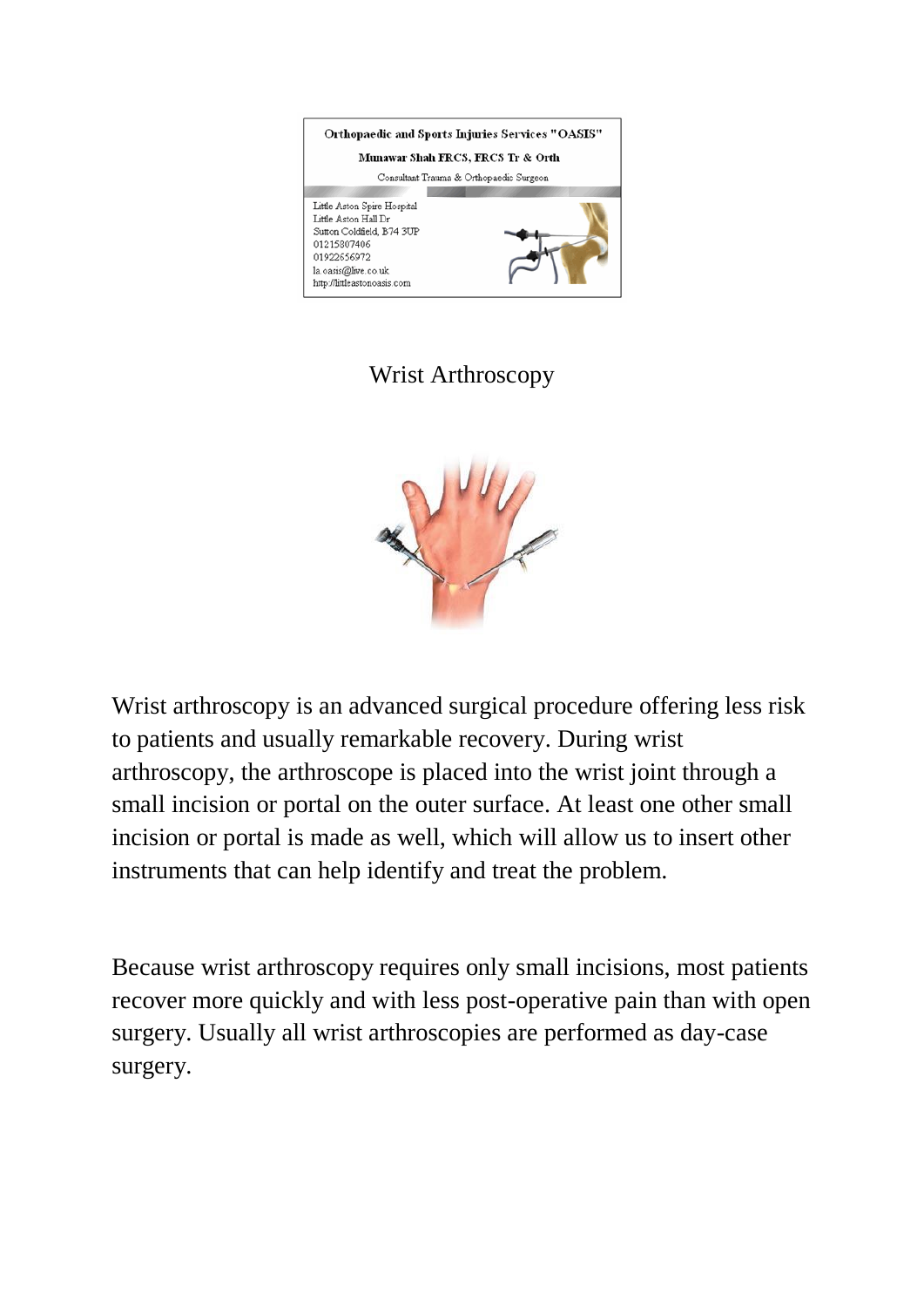Orthopaedic and Sports Injuries Services "OASIS"

Munawar Shah FRCS, FRCS Tr & Orth

Consultant Trauma & Orthopaedic Surgeon

Little Aston Spire Hospital
Little Aston Hall Dr
Sutton Coldfield, B74 3UP
01215807406
01922656972
la.oasis@live.co.uk
http://littleastonoasis.com

# Wrist Arthroscopy

Wrist arthroscopy is an advanced surgical procedure offering less risk to patients and usually remarkable recovery. During wrist arthroscopy, the arthroscope is placed into the wrist joint through a small incision or portal on the outer surface. At least one other small incision or portal is made as well, which will allow us to insert other instruments that can help identify and treat the problem.

Because wrist arthroscopy requires only small incisions, most patients recover more quickly and with less post-operative pain than with open surgery. Usually all wrist arthroscopies are performed as day-case surgery.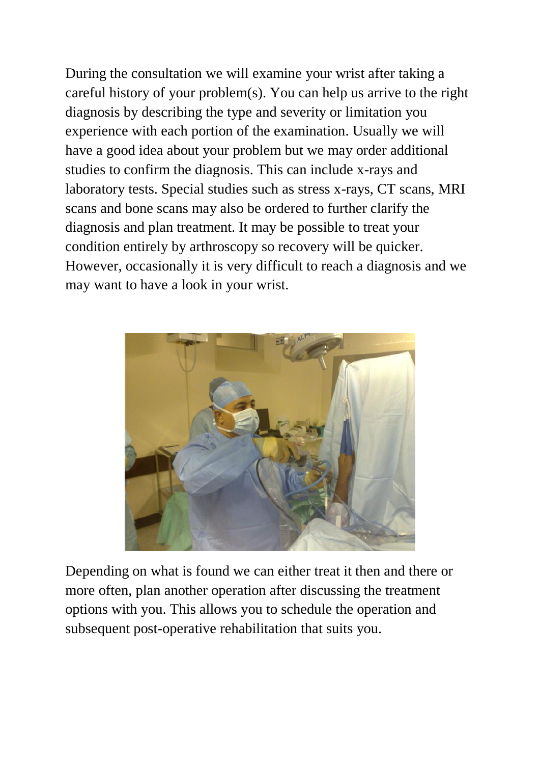During the consultation we will examine your wrist after taking a careful history of your problem(s). You can help us arrive to the right diagnosis by describing the type and severity or limitation you experience with each portion of the examination. Usually we will have a good idea about your problem but we may order additional studies to confirm the diagnosis. This can include x-rays and laboratory tests. Special studies such as stress x-rays, CT scans, MRI scans and bone scans may also be ordered to further clarify the diagnosis and plan treatment. It may be possible to treat your condition entirely by arthroscopy so recovery will be quicker. However, occasionally it is very difficult to reach a diagnosis and we may want to have a look in your wrist.

Depending on what is found we can either treat it then and there or more often, plan another operation after discussing the treatment options with you. This allows you to schedule the operation and subsequent post-operative rehabilitation that suits you.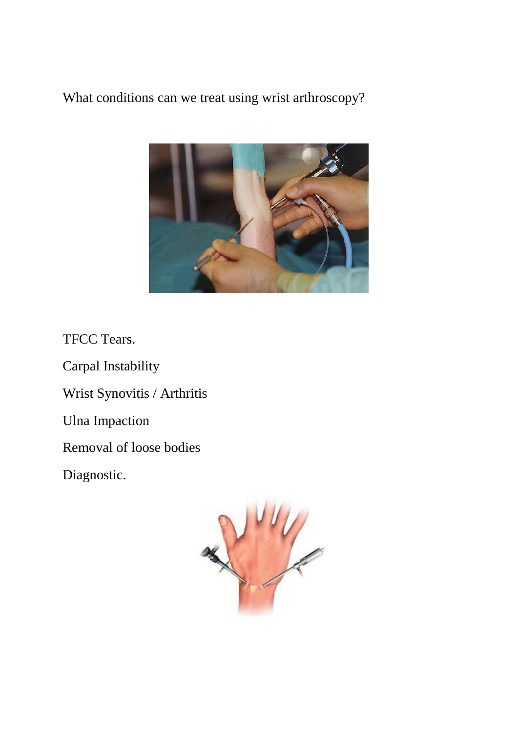What conditions can we treat using wrist arthroscopy?

TFCC Tears.

Carpal Instability

Wrist Synovitis / Arthritis

Ulna Impaction

Removal of loose bodies

Diagnostic.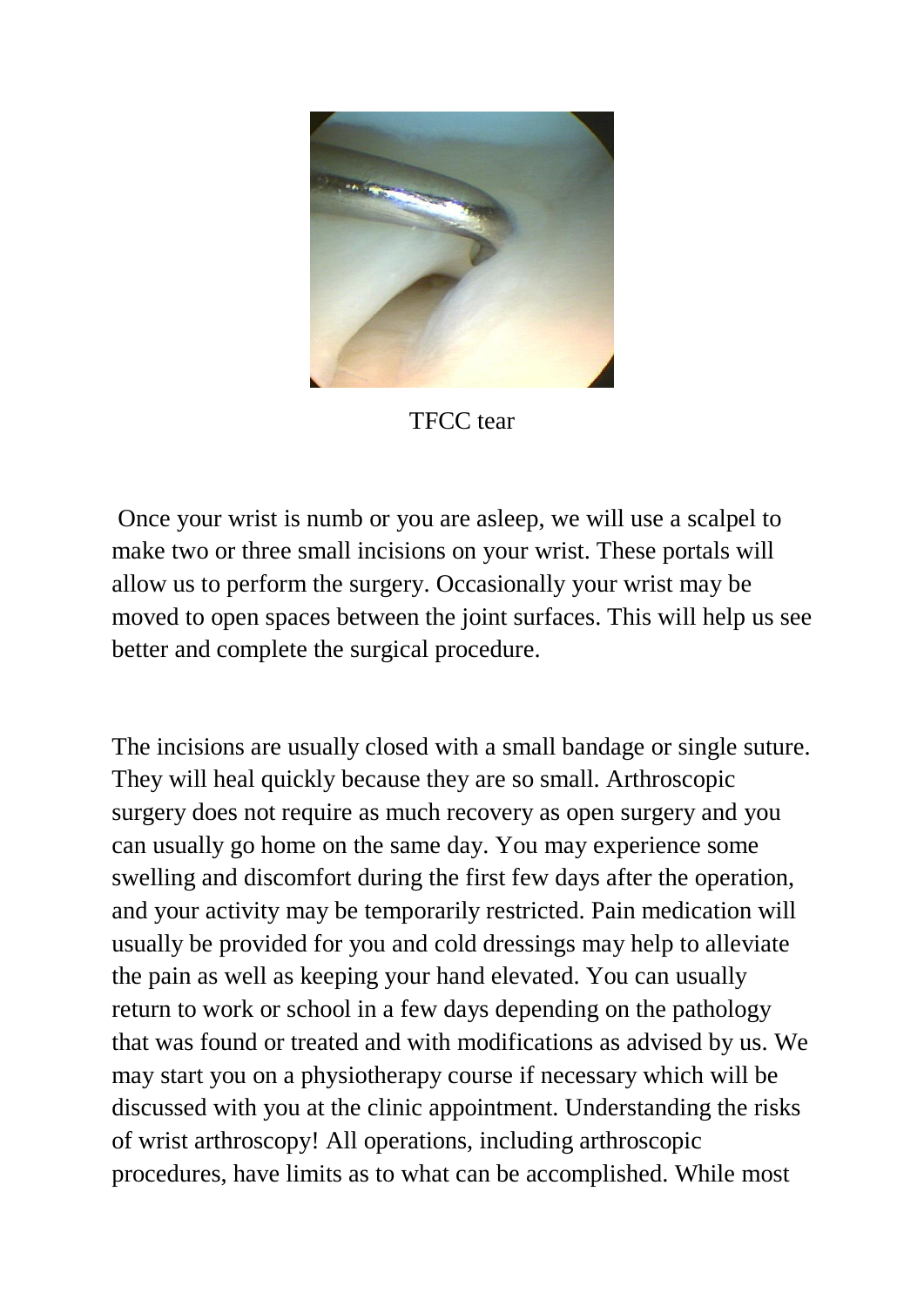TFCC tear

Once your wrist is numb or you are asleep, we will use a scalpel to make two or three small incisions on your wrist. These portals will allow us to perform the surgery. Occasionally your wrist may be moved to open spaces between the joint surfaces. This will help us see better and complete the surgical procedure.

The incisions are usually closed with a small bandage or single suture. They will heal quickly because they are so small. Arthroscopic surgery does not require as much recovery as open surgery and you can usually go home on the same day. You may experience some swelling and discomfort during the first few days after the operation, and your activity may be temporarily restricted. Pain medication will usually be provided for you and cold dressings may help to alleviate the pain as well as keeping your hand elevated. You can usually return to work or school in a few days depending on the pathology that was found or treated and with modifications as advised by us. We may start you on a physiotherapy course if necessary which will be discussed with you at the clinic appointment. Understanding the risks of wrist arthroscopy! All operations, including arthroscopic procedures, have limits as to what can be accomplished. While most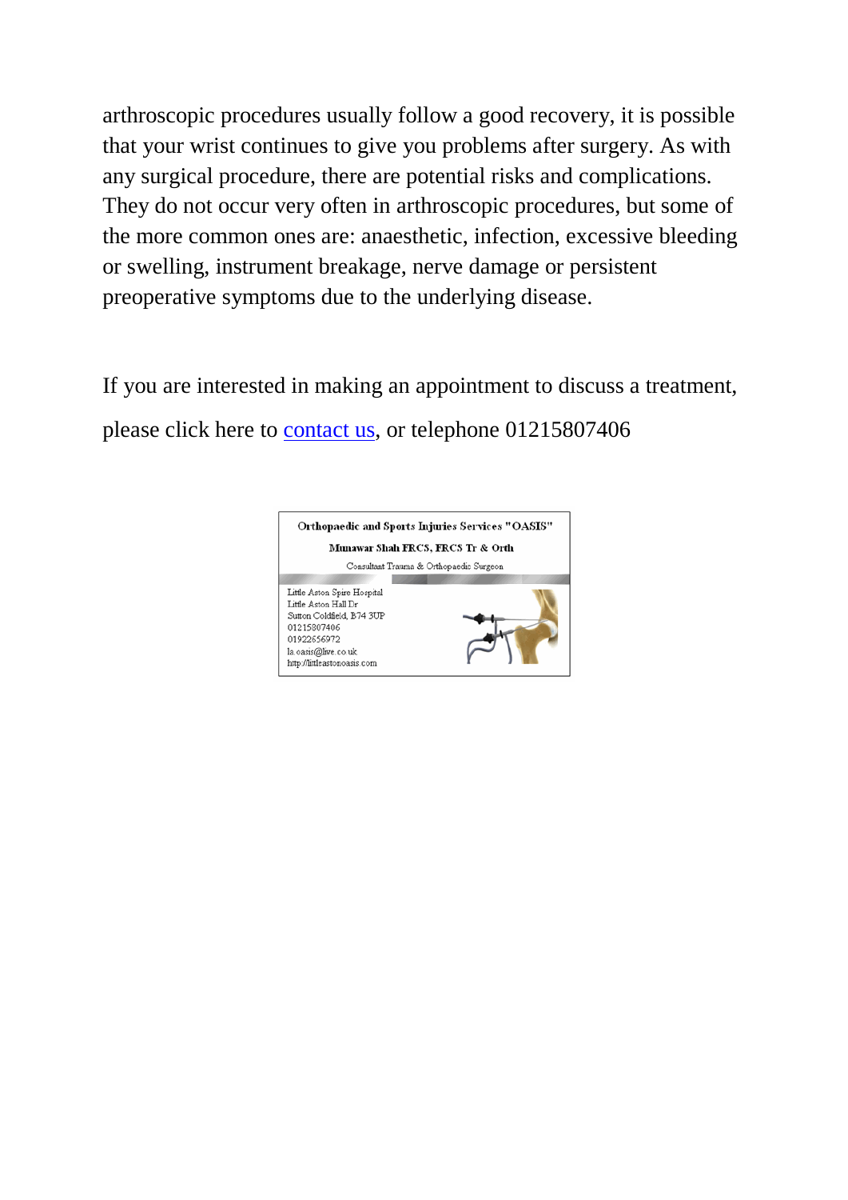arthroscopic procedures usually follow a good recovery, it is possible that your wrist continues to give you problems after surgery. As with any surgical procedure, there are potential risks and complications. They do not occur very often in arthroscopic procedures, but some of the more common ones are: anaesthetic, infection, excessive bleeding or swelling, instrument breakage, nerve damage or persistent preoperative symptoms due to the underlying disease.

If you are interested in making an appointment to discuss a treatment, please click here to contact us, or telephone 01215807406

Orthopaedic and Sports Injuries Services "OASIS"

Munawar Shah FRCS, FRCS Tr & Orth

Consultant Trauma & Orthopaedic Surgeon

Little Aston Spire Hospital
Little Aston Hall Dr
Sutton Coldfield, B74 3UP
01215807406
01922656972
la.oasis@live.co.uk
http://littleastonoasis.com